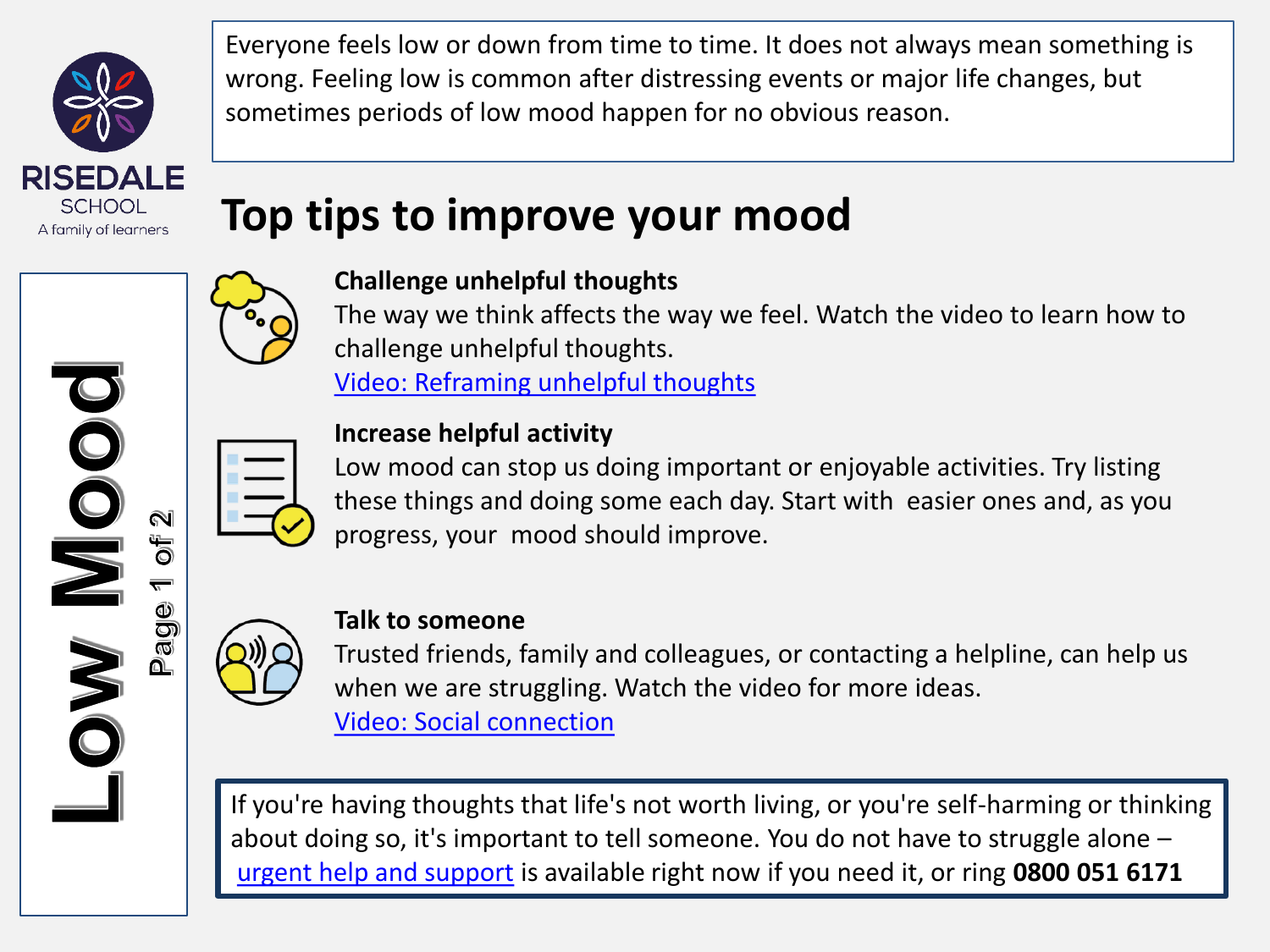RISEDALE SCHOOL

A family of learners

# Low Mood

Everyone feels low or down from time to time. It does not always mean something is wrong. Feeling low is common after distressing events or major life changes, but sometimes periods of low mood happen for no obvious reason.

## Top tips to improve your mood

**Challenge unhelpful thoughts**

The way we think affects the way we feel. Watch the video to learn how to challenge unhelpful thoughts.

Video: Reframing unhelpful thoughts

**Increase helpful activity**

Low mood can stop us doing important or enjoyable activities. Try listing these things and doing some each day. Start with easier ones and, as you progress, your mood should improve.

**Talk to someone**

Trusted friends, family and colleagues, or contacting a helpline, can help us when we are struggling. Watch the video for more ideas.

Video: Social connection

If you're having thoughts that life's not worth living, or you're self-harming or thinking about doing so, it's important to tell someone. You do not have to struggle alone – urgent help and support is available right now if you need it, or ring **0800 051 6171**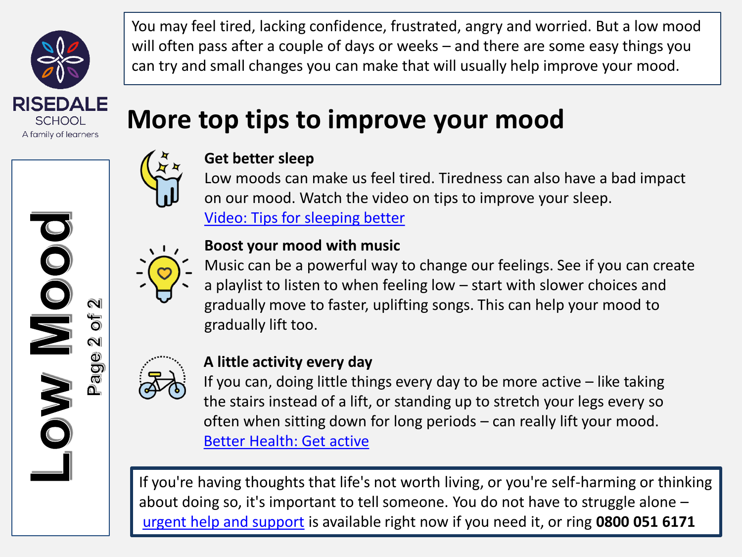You may feel tired, lacking confidence, frustrated, angry and worried. But a low mood will often pass after a couple of days or weeks – and there are some easy things you can try and small changes you can make that will usually help improve your mood.

RISEDALE SCHOOL
A family of learners

**Low Mood**

# More top tips to improve your mood

**Get better sleep**
Low moods can make us feel tired. Tiredness can also have a bad impact on our mood. Watch the video on tips to improve your sleep.
Video: Tips for sleeping better

**Boost your mood with music**
Music can be a powerful way to change our feelings. See if you can create a playlist to listen to when feeling low – start with slower choices and gradually move to faster, uplifting songs. This can help your mood to gradually lift too.

**A little activity every day**
If you can, doing little things every day to be more active – like taking the stairs instead of a lift, or standing up to stretch your legs every so often when sitting down for long periods – can really lift your mood.
Better Health: Get active

If you're having thoughts that life's not worth living, or you're self-harming or thinking about doing so, it's important to tell someone. You do not have to struggle alone – urgent help and support is available right now if you need it, or ring **0800 051 6171**